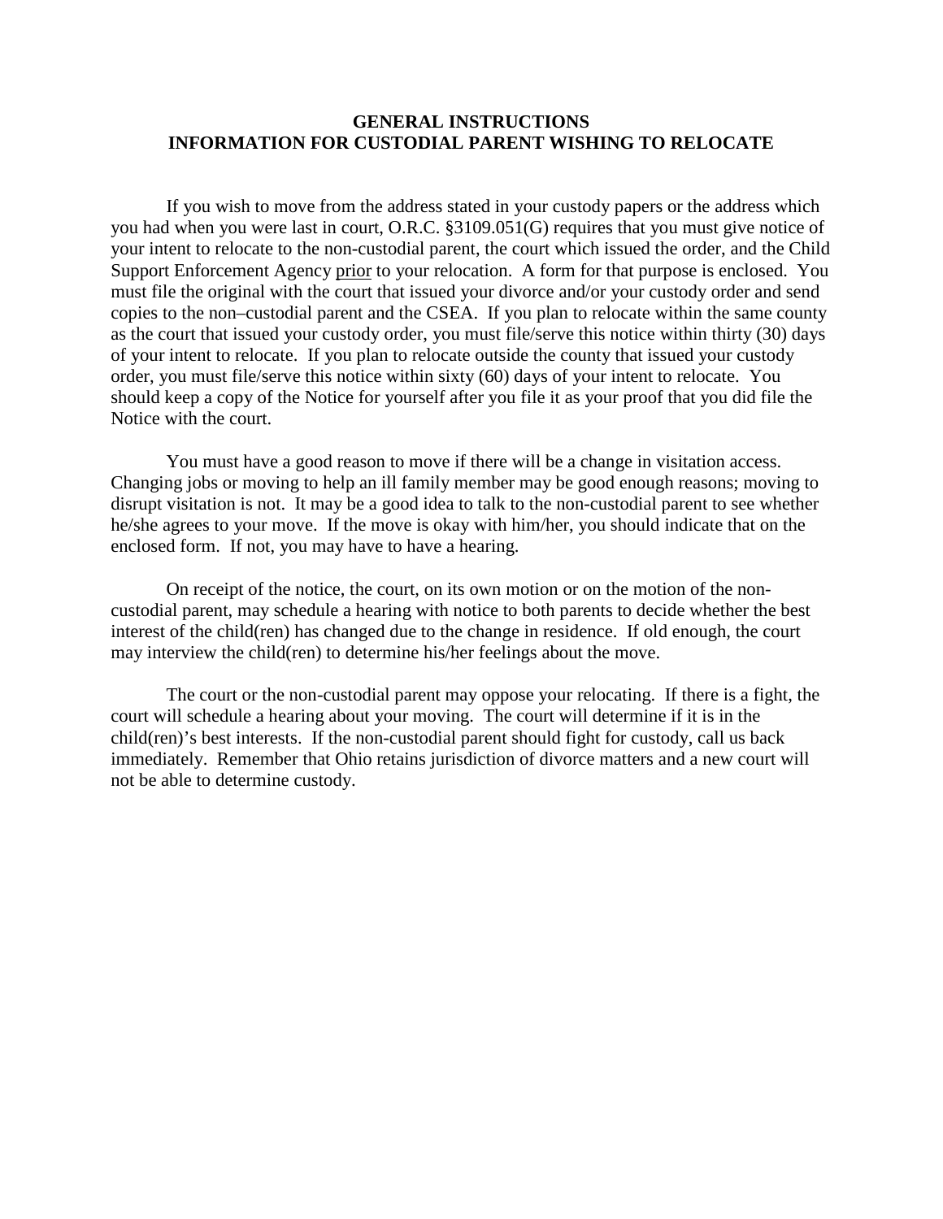**GENERAL INSTRUCTIONS**
**INFORMATION FOR CUSTODIAL PARENT WISHING TO RELOCATE**

If you wish to move from the address stated in your custody papers or the address which you had when you were last in court, O.R.C. §3109.051(G) requires that you must give notice of your intent to relocate to the non-custodial parent, the court which issued the order, and the Child Support Enforcement Agency prior to your relocation. A form for that purpose is enclosed. You must file the original with the court that issued your divorce and/or your custody order and send copies to the non–custodial parent and the CSEA. If you plan to relocate within the same county as the court that issued your custody order, you must file/serve this notice within thirty (30) days of your intent to relocate. If you plan to relocate outside the county that issued your custody order, you must file/serve this notice within sixty (60) days of your intent to relocate. You should keep a copy of the Notice for yourself after you file it as your proof that you did file the Notice with the court.

You must have a good reason to move if there will be a change in visitation access. Changing jobs or moving to help an ill family member may be good enough reasons; moving to disrupt visitation is not. It may be a good idea to talk to the non-custodial parent to see whether he/she agrees to your move. If the move is okay with him/her, you should indicate that on the enclosed form. If not, you may have to have a hearing.

On receipt of the notice, the court, on its own motion or on the motion of the non-custodial parent, may schedule a hearing with notice to both parents to decide whether the best interest of the child(ren) has changed due to the change in residence. If old enough, the court may interview the child(ren) to determine his/her feelings about the move.

The court or the non-custodial parent may oppose your relocating. If there is a fight, the court will schedule a hearing about your moving. The court will determine if it is in the child(ren)'s best interests. If the non-custodial parent should fight for custody, call us back immediately. Remember that Ohio retains jurisdiction of divorce matters and a new court will not be able to determine custody.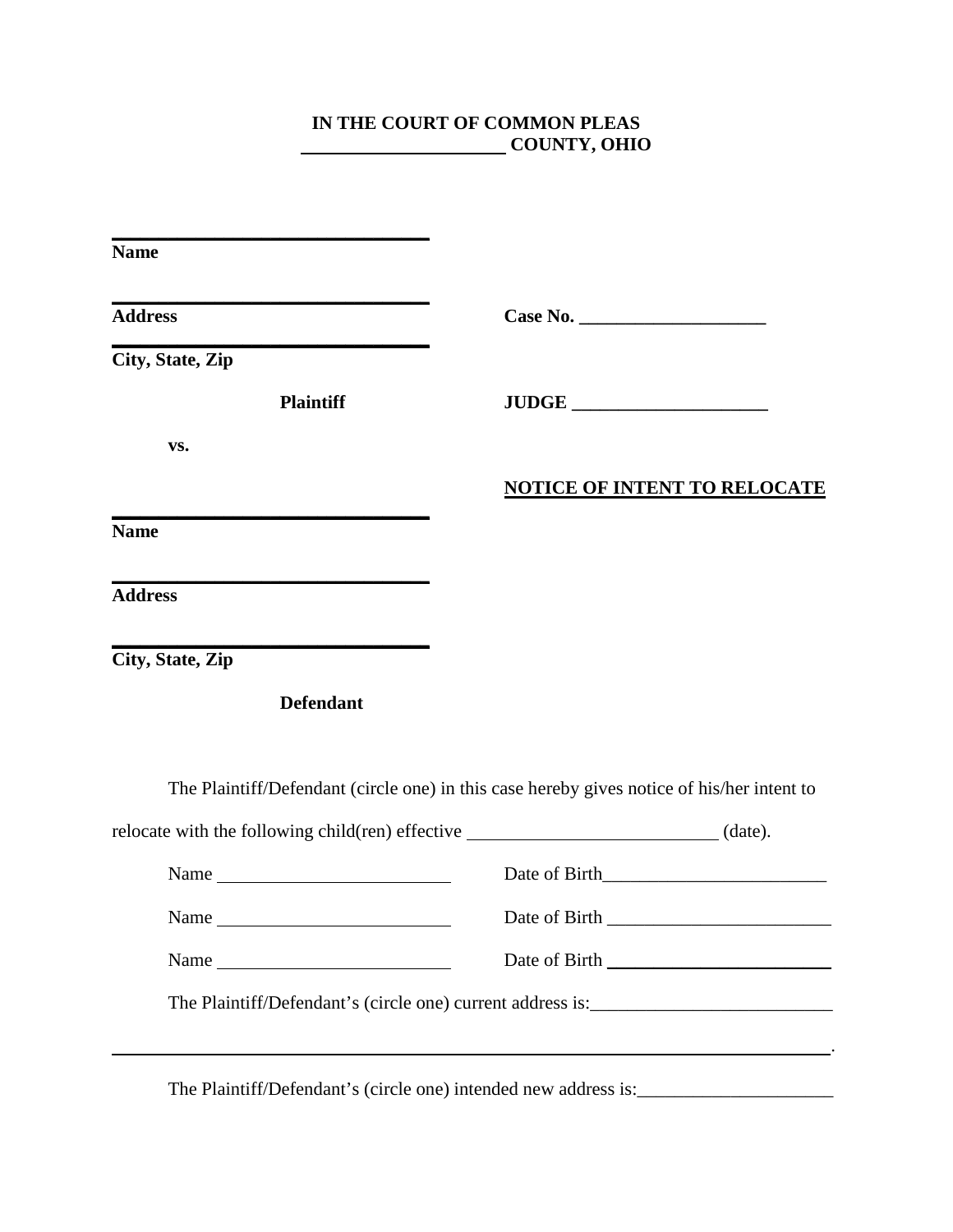**IN THE COURT OF COMMON PLEAS**
**______________________ COUNTY, OHIO**

| | |
|---|---|
| ______________________________ **Name** | |
| ______________________________ **Address** | **Case No. ____________________** |
| ______________________________ **City, State, Zip** | |
| **Plaintiff** | **JUDGE _____________________** |
| **vs.** | |
| | **<u>NOTICE OF INTENT TO RELOCATE</u>** |
| ______________________________ **Name** | |
| ______________________________ **Address** | |
| ______________________________ **City, State, Zip** | |
| **Defendant** | |

The Plaintiff/Defendant (circle one) in this case hereby gives notice of his/her intent to relocate with the following child(ren) effective ___________________________ (date).

Name _________________________ Date of Birth________________________

Name _________________________ Date of Birth ________________________

Name _________________________ Date of Birth ________________________

The Plaintiff/Defendant's (circle one) current address is:__________________________

______________________________________________________________________________.

The Plaintiff/Defendant's (circle one) intended new address is:_____________________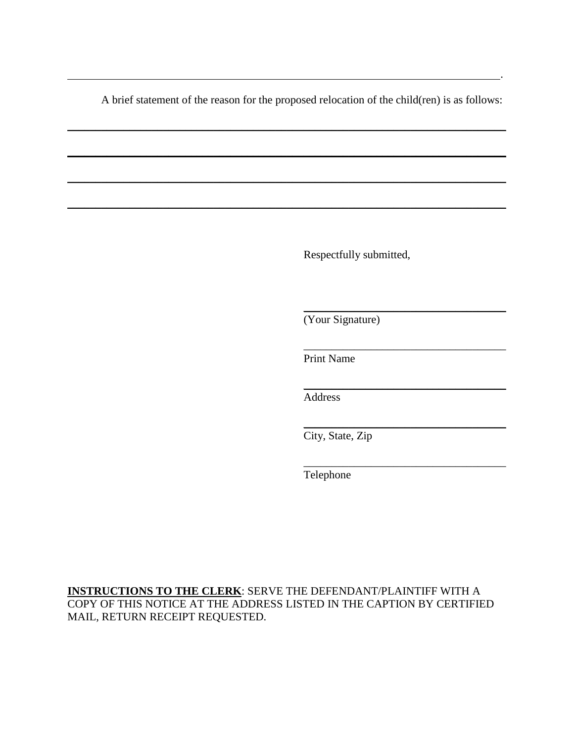______________________________________________________________________________.

A brief statement of the reason for the proposed relocation of the child(ren) is as follows:

______________________________________________________________________________

______________________________________________________________________________

______________________________________________________________________________

______________________________________________________________________________

Respectfully submitted,

____________________________________
(Your Signature)

____________________________________
Print Name

____________________________________
Address

____________________________________
City, State, Zip

____________________________________
Telephone

**INSTRUCTIONS TO THE CLERK**: SERVE THE DEFENDANT/PLAINTIFF WITH A COPY OF THIS NOTICE AT THE ADDRESS LISTED IN THE CAPTION BY CERTIFIED MAIL, RETURN RECEIPT REQUESTED.